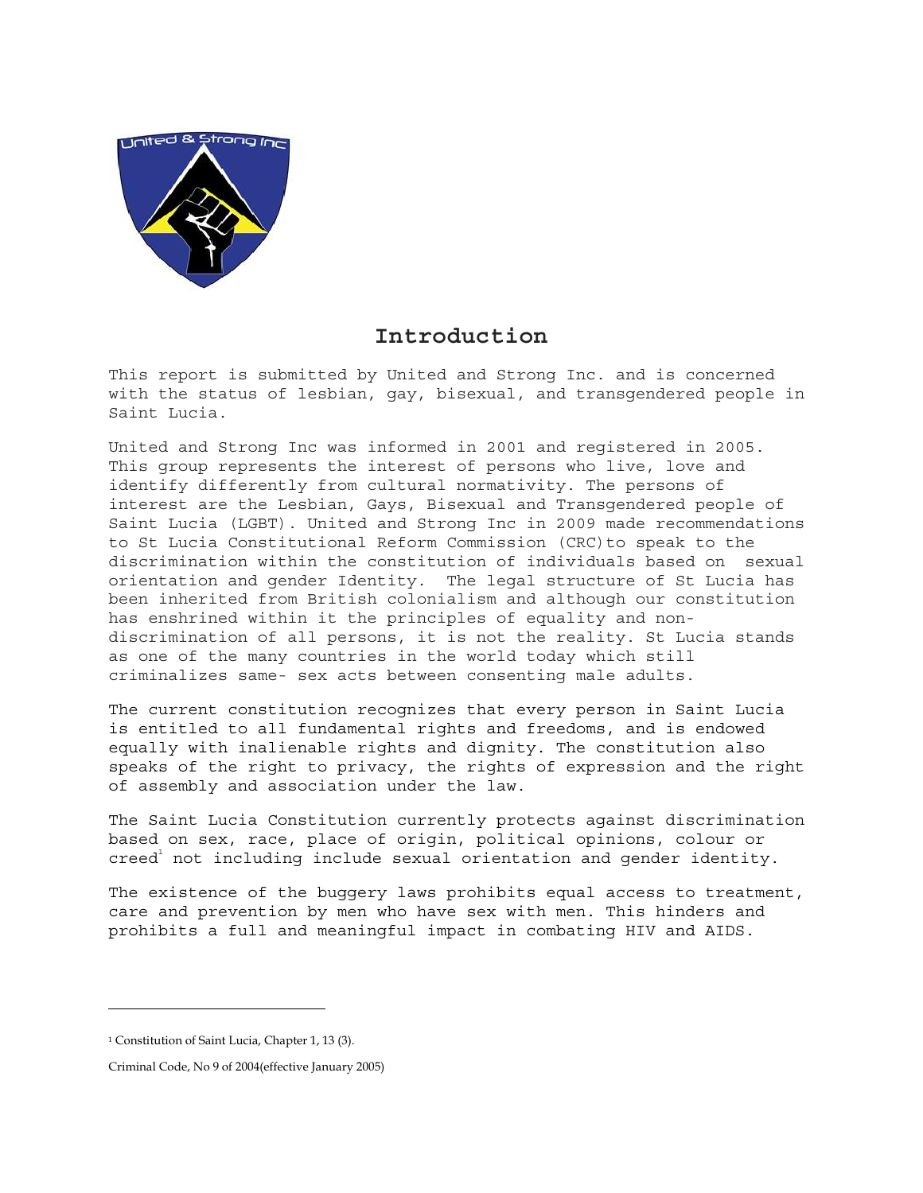# Introduction

This report is submitted by United and Strong Inc. and is concerned with the status of lesbian, gay, bisexual, and transgendered people in Saint Lucia.

United and Strong Inc was informed in 2001 and registered in 2005. This group represents the interest of persons who live, love and identify differently from cultural normativity. The persons of interest are the Lesbian, Gays, Bisexual and Transgendered people of Saint Lucia (LGBT). United and Strong Inc in 2009 made recommendations to St Lucia Constitutional Reform Commission (CRC)to speak to the discrimination within the constitution of individuals based on sexual orientation and gender Identity. The legal structure of St Lucia has been inherited from British colonialism and although our constitution has enshrined within it the principles of equality and non-discrimination of all persons, it is not the reality. St Lucia stands as one of the many countries in the world today which still criminalizes same- sex acts between consenting male adults.

The current constitution recognizes that every person in Saint Lucia is entitled to all fundamental rights and freedoms, and is endowed equally with inalienable rights and dignity. The constitution also speaks of the right to privacy, the rights of expression and the right of assembly and association under the law.

The Saint Lucia Constitution currently protects against discrimination based on sex, race, place of origin, political opinions, colour or creed[1] not including include sexual orientation and gender identity.

The existence of the buggery laws prohibits equal access to treatment, care and prevention by men who have sex with men. This hinders and prohibits a full and meaningful impact in combating HIV and AIDS.

---

[1] Constitution of Saint Lucia, Chapter 1, 13 (3).

Criminal Code, No 9 of 2004(effective January 2005)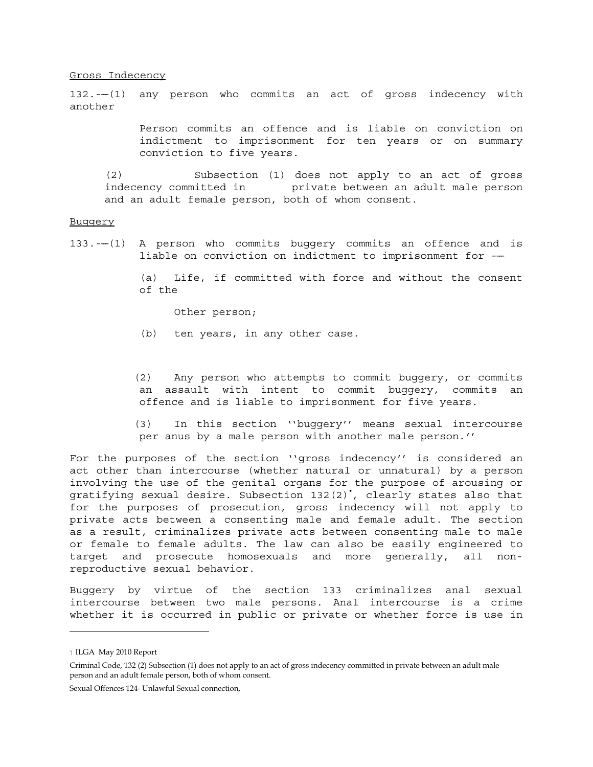Gross Indecency

132.—(1) any person who commits an act of gross indecency with another

Person commits an offence and is liable on conviction on indictment to imprisonment for ten years or on summary conviction to five years.

(2) Subsection (1) does not apply to an act of gross indecency committed in private between an adult male person and an adult female person, both of whom consent.

Buggery

133.—(1) A person who commits buggery commits an offence and is liable on conviction on indictment to imprisonment for —

(a) Life, if committed with force and without the consent of the

Other person;

(b) ten years, in any other case.

(2) Any person who attempts to commit buggery, or commits an assault with intent to commit buggery, commits an offence and is liable to imprisonment for five years.

(3) In this section ''buggery'' means sexual intercourse per anus by a male person with another male person.''

For the purposes of the section ''gross indecency'' is considered an act other than intercourse (whether natural or unnatural) by a person involving the use of the genital organs for the purpose of arousing or gratifying sexual desire. Subsection 132(2)[•], clearly states also that for the purposes of prosecution, gross indecency will not apply to private acts between a consenting male and female adult. The section as a result, criminalizes private acts between consenting male to male or female to female adults. The law can also be easily engineered to target and prosecute homosexuals and more generally, all non-reproductive sexual behavior.

Buggery by virtue of the section 133 criminalizes anal sexual intercourse between two male persons. Anal intercourse is a crime whether it is occurred in public or private or whether force is use in

---

┐ ILGA May 2010 Report

Criminal Code, 132 (2) Subsection (1) does not apply to an act of gross indecency committed in private between an adult male person and an adult female person, both of whom consent.

Sexual Offences 124- Unlawful Sexual connection,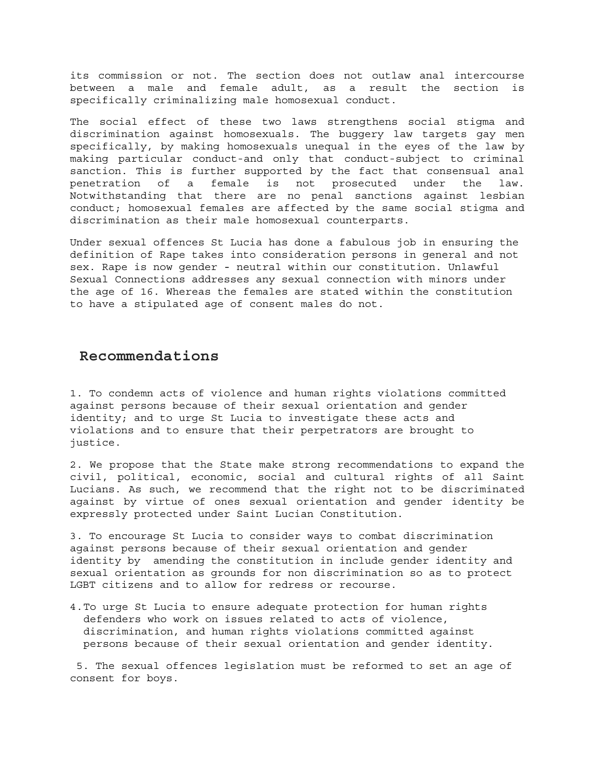its commission or not. The section does not outlaw anal intercourse between a male and female adult, as a result the section is specifically criminalizing male homosexual conduct.

The social effect of these two laws strengthens social stigma and discrimination against homosexuals. The buggery law targets gay men specifically, by making homosexuals unequal in the eyes of the law by making particular conduct-and only that conduct-subject to criminal sanction. This is further supported by the fact that consensual anal penetration of a female is not prosecuted under the law. Notwithstanding that there are no penal sanctions against lesbian conduct; homosexual females are affected by the same social stigma and discrimination as their male homosexual counterparts.

Under sexual offences St Lucia has done a fabulous job in ensuring the definition of Rape takes into consideration persons in general and not sex. Rape is now gender - neutral within our constitution. Unlawful Sexual Connections addresses any sexual connection with minors under the age of 16. Whereas the females are stated within the constitution to have a stipulated age of consent males do not.

## Recommendations

1. To condemn acts of violence and human rights violations committed against persons because of their sexual orientation and gender identity; and to urge St Lucia to investigate these acts and violations and to ensure that their perpetrators are brought to justice.

2. We propose that the State make strong recommendations to expand the civil, political, economic, social and cultural rights of all Saint Lucians. As such, we recommend that the right not to be discriminated against by virtue of ones sexual orientation and gender identity be expressly protected under Saint Lucian Constitution.

3. To encourage St Lucia to consider ways to combat discrimination against persons because of their sexual orientation and gender identity by amending the constitution in include gender identity and sexual orientation as grounds for non discrimination so as to protect LGBT citizens and to allow for redress or recourse.

4. To urge St Lucia to ensure adequate protection for human rights defenders who work on issues related to acts of violence, discrimination, and human rights violations committed against persons because of their sexual orientation and gender identity.

5. The sexual offences legislation must be reformed to set an age of consent for boys.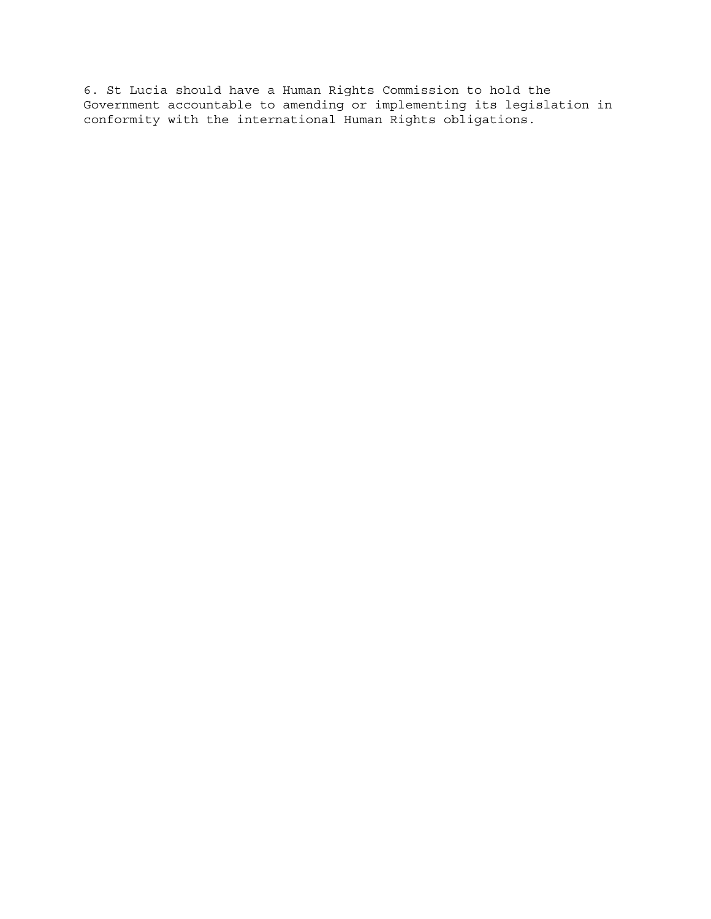6. St Lucia should have a Human Rights Commission to hold the Government accountable to amending or implementing its legislation in conformity with the international Human Rights obligations.